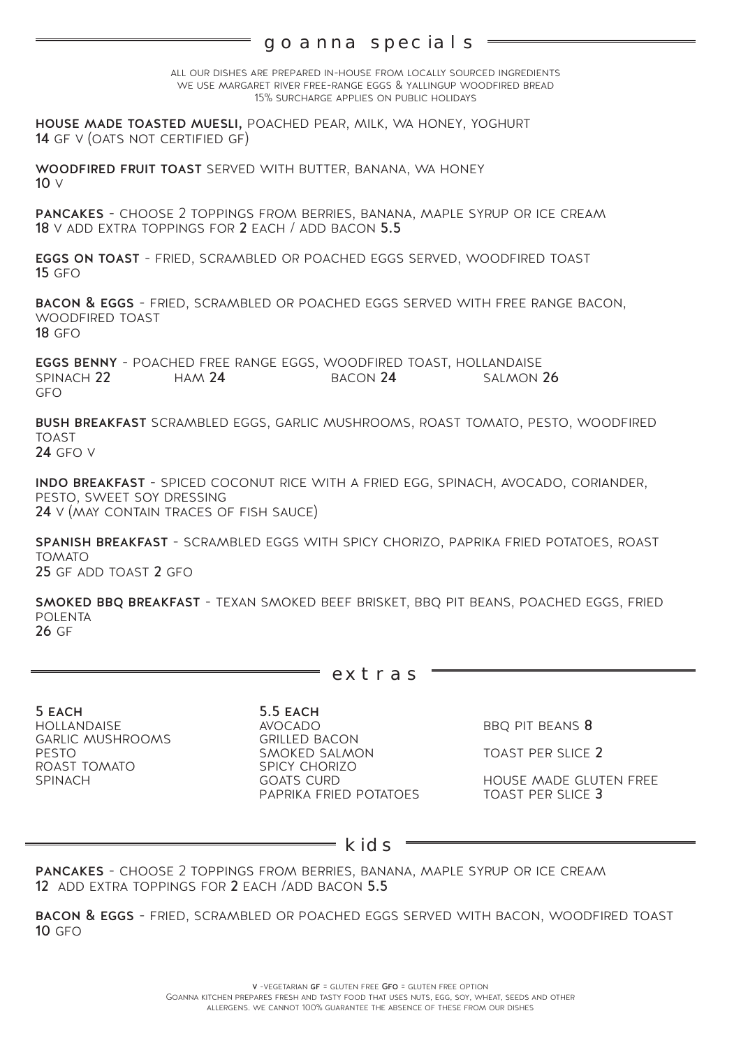## goanna specials

ALL OUR DISHES ARE PREPARED IN-HOUSE FROM LOCALLY SOURCED INGREDIENTS
WE USE MARGARET RIVER FREE-RANGE EGGS & YALLINGUP WOODFIRED BREAD
15% SURCHARGE APPLIES ON PUBLIC HOLIDAYS

**HOUSE MADE TOASTED MUESLI,** POACHED PEAR, MILK, WA HONEY, YOGHURT
**14** GF V (OATS NOT CERTIFIED GF)

**WOODFIRED FRUIT TOAST** SERVED WITH BUTTER, BANANA, WA HONEY
**10** V

**PANCAKES** - CHOOSE 2 TOPPINGS FROM BERRIES, BANANA, MAPLE SYRUP OR ICE CREAM
**18** V ADD EXTRA TOPPINGS FOR **2** EACH / ADD BACON **5.5**

**EGGS ON TOAST** - FRIED, SCRAMBLED OR POACHED EGGS SERVED, WOODFIRED TOAST
**15** GFO

**BACON & EGGS** - FRIED, SCRAMBLED OR POACHED EGGS SERVED WITH FREE RANGE BACON, WOODFIRED TOAST
**18** GFO

**EGGS BENNY** - POACHED FREE RANGE EGGS, WOODFIRED TOAST, HOLLANDAISE
SPINACH **22** HAM **24** BACON **24** SALMON **26**
GFO

**BUSH BREAKFAST** SCRAMBLED EGGS, GARLIC MUSHROOMS, ROAST TOMATO, PESTO, WOODFIRED TOAST
**24** GFO V

**INDO BREAKFAST** - SPICED COCONUT RICE WITH A FRIED EGG, SPINACH, AVOCADO, CORIANDER, PESTO, SWEET SOY DRESSING
**24** V (MAY CONTAIN TRACES OF FISH SAUCE)

**SPANISH BREAKFAST** - SCRAMBLED EGGS WITH SPICY CHORIZO, PAPRIKA FRIED POTATOES, ROAST TOMATO
**25** GF ADD TOAST **2** GFO

**SMOKED BBQ BREAKFAST** - TEXAN SMOKED BEEF BRISKET, BBQ PIT BEANS, POACHED EGGS, FRIED POLENTA
**26** GF

## extras

**5 EACH**
HOLLANDAISE
GARLIC MUSHROOMS
PESTO
ROAST TOMATO
SPINACH

**5.5 EACH**
AVOCADO
GRILLED BACON
SMOKED SALMON
SPICY CHORIZO
GOATS CURD
PAPRIKA FRIED POTATOES

BBQ PIT BEANS **8**

TOAST PER SLICE **2**

HOUSE MADE GLUTEN FREE TOAST PER SLICE **3**

## kids

**PANCAKES** - CHOOSE 2 TOPPINGS FROM BERRIES, BANANA, MAPLE SYRUP OR ICE CREAM
**12** ADD EXTRA TOPPINGS FOR **2** EACH /ADD BACON **5.5**

**BACON & EGGS** - FRIED, SCRAMBLED OR POACHED EGGS SERVED WITH BACON, WOODFIRED TOAST
**10** GFO

**V** -VEGETARIAN **GF** = GLUTEN FREE **GFO** = GLUTEN FREE OPTION
GOANNA KITCHEN PREPARES FRESH AND TASTY FOOD THAT USES NUTS, EGG, SOY, WHEAT, SEEDS AND OTHER ALLERGENS. WE CANNOT 100% GUARANTEE THE ABSENCE OF THESE FROM OUR DISHES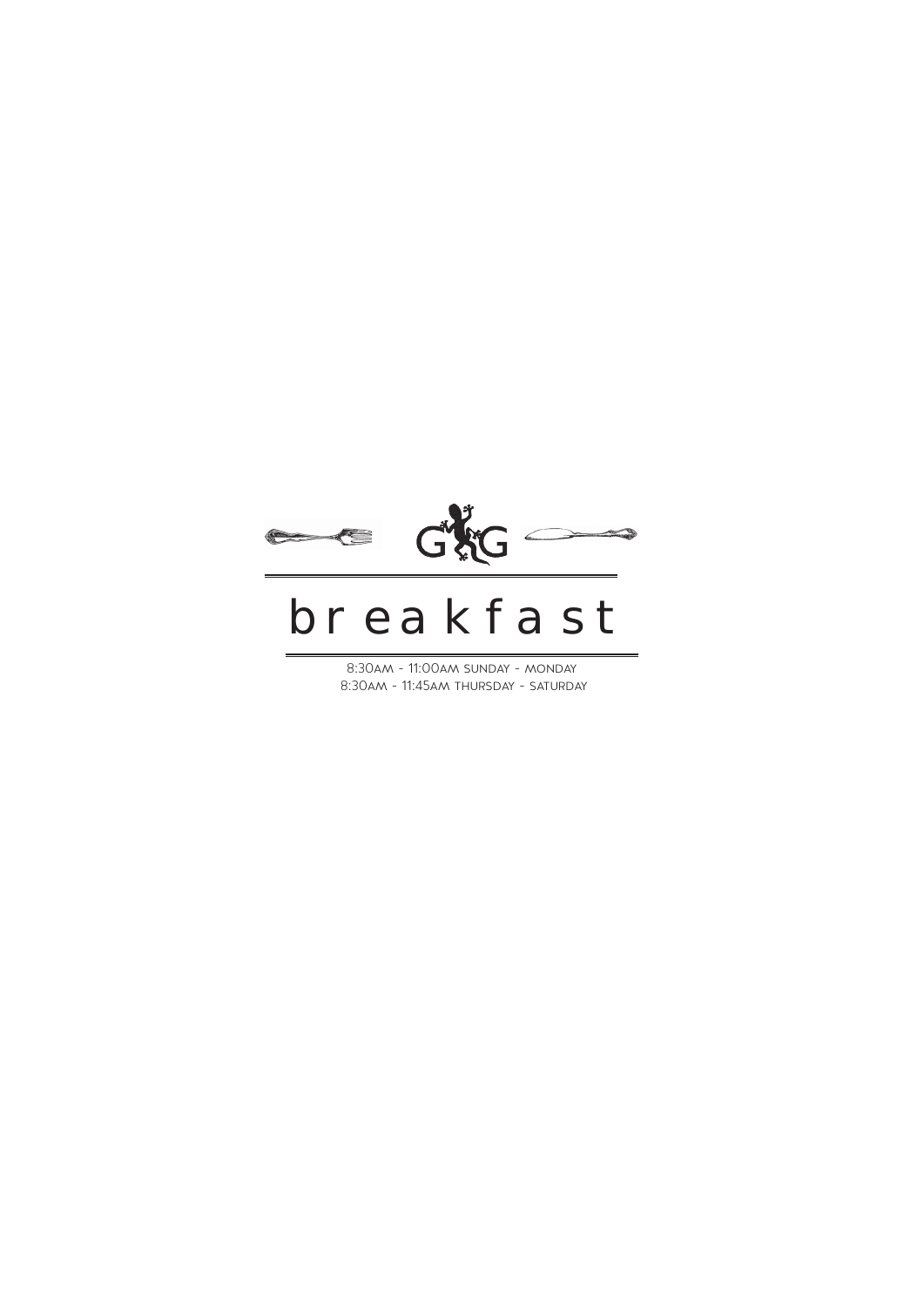G G

# breakfast

8:30am - 11:00am sunday - monday
8:30am - 11:45am thursday - saturday